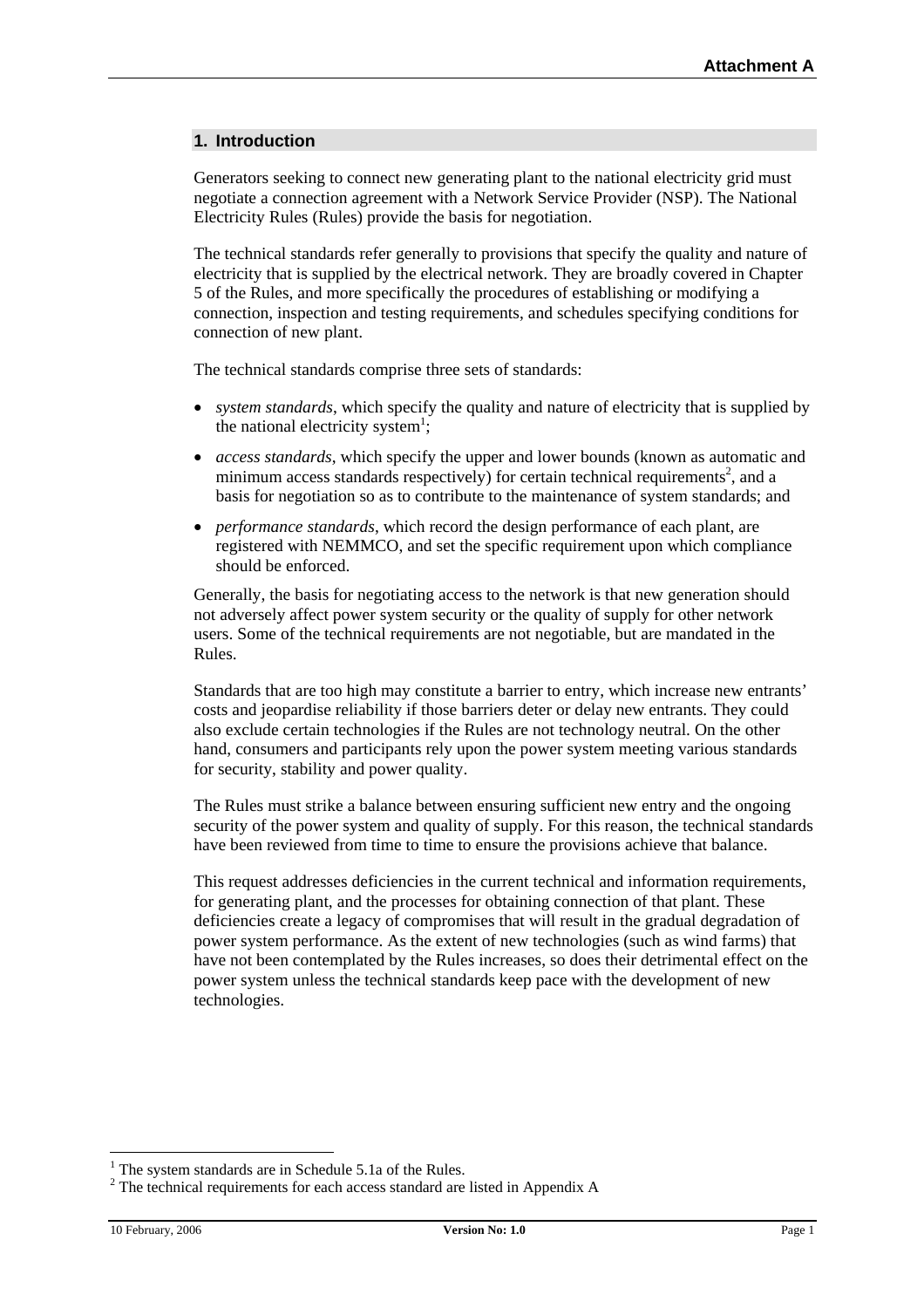## 1. Introduction

Generators seeking to connect new generating plant to the national electricity grid must negotiate a connection agreement with a Network Service Provider (NSP). The National Electricity Rules (Rules) provide the basis for negotiation.

The technical standards refer generally to provisions that specify the quality and nature of electricity that is supplied by the electrical network. They are broadly covered in Chapter 5 of the Rules, and more specifically the procedures of establishing or modifying a connection, inspection and testing requirements, and schedules specifying conditions for connection of new plant.

The technical standards comprise three sets of standards:

- *system standards*, which specify the quality and nature of electricity that is supplied by the national electricity system[1];
- *access standards*, which specify the upper and lower bounds (known as automatic and minimum access standards respectively) for certain technical requirements[2], and a basis for negotiation so as to contribute to the maintenance of system standards; and
- *performance standards*, which record the design performance of each plant, are registered with NEMMCO, and set the specific requirement upon which compliance should be enforced.

Generally, the basis for negotiating access to the network is that new generation should not adversely affect power system security or the quality of supply for other network users. Some of the technical requirements are not negotiable, but are mandated in the Rules.

Standards that are too high may constitute a barrier to entry, which increase new entrants' costs and jeopardise reliability if those barriers deter or delay new entrants. They could also exclude certain technologies if the Rules are not technology neutral. On the other hand, consumers and participants rely upon the power system meeting various standards for security, stability and power quality.

The Rules must strike a balance between ensuring sufficient new entry and the ongoing security of the power system and quality of supply. For this reason, the technical standards have been reviewed from time to time to ensure the provisions achieve that balance.

This request addresses deficiencies in the current technical and information requirements, for generating plant, and the processes for obtaining connection of that plant. These deficiencies create a legacy of compromises that will result in the gradual degradation of power system performance. As the extent of new technologies (such as wind farms) that have not been contemplated by the Rules increases, so does their detrimental effect on the power system unless the technical standards keep pace with the development of new technologies.

[1] The system standards are in Schedule 5.1a of the Rules.

[2] The technical requirements for each access standard are listed in Appendix A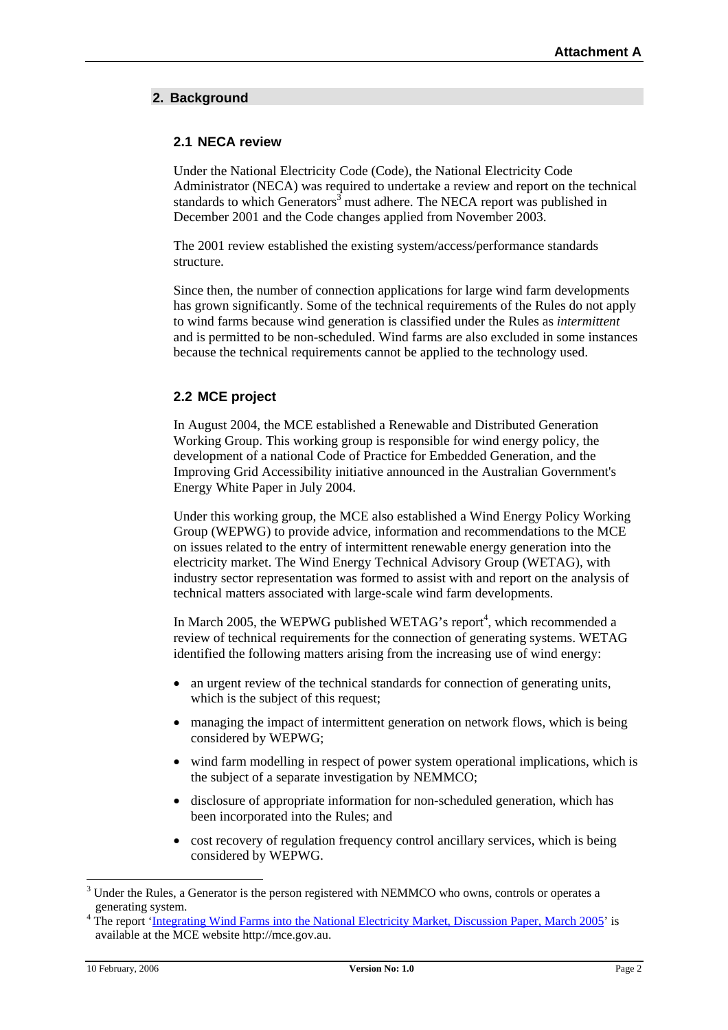## 2. Background

### 2.1 NECA review

Under the National Electricity Code (Code), the National Electricity Code Administrator (NECA) was required to undertake a review and report on the technical standards to which Generators[3] must adhere. The NECA report was published in December 2001 and the Code changes applied from November 2003.

The 2001 review established the existing system/access/performance standards structure.

Since then, the number of connection applications for large wind farm developments has grown significantly. Some of the technical requirements of the Rules do not apply to wind farms because wind generation is classified under the Rules as *intermittent* and is permitted to be non-scheduled. Wind farms are also excluded in some instances because the technical requirements cannot be applied to the technology used.

### 2.2 MCE project

In August 2004, the MCE established a Renewable and Distributed Generation Working Group. This working group is responsible for wind energy policy, the development of a national Code of Practice for Embedded Generation, and the Improving Grid Accessibility initiative announced in the Australian Government's Energy White Paper in July 2004.

Under this working group, the MCE also established a Wind Energy Policy Working Group (WEPWG) to provide advice, information and recommendations to the MCE on issues related to the entry of intermittent renewable energy generation into the electricity market. The Wind Energy Technical Advisory Group (WETAG), with industry sector representation was formed to assist with and report on the analysis of technical matters associated with large-scale wind farm developments.

In March 2005, the WEPWG published WETAG's report[4], which recommended a review of technical requirements for the connection of generating systems. WETAG identified the following matters arising from the increasing use of wind energy:

- an urgent review of the technical standards for connection of generating units, which is the subject of this request;
- managing the impact of intermittent generation on network flows, which is being considered by WEPWG;
- wind farm modelling in respect of power system operational implications, which is the subject of a separate investigation by NEMMCO;
- disclosure of appropriate information for non-scheduled generation, which has been incorporated into the Rules; and
- cost recovery of regulation frequency control ancillary services, which is being considered by WEPWG.

---

[3] Under the Rules, a Generator is the person registered with NEMMCO who owns, controls or operates a generating system.

[4] The report '[Integrating Wind Farms into the National Electricity Market, Discussion Paper, March 2005](http://mce.gov.au)' is available at the MCE website http://mce.gov.au.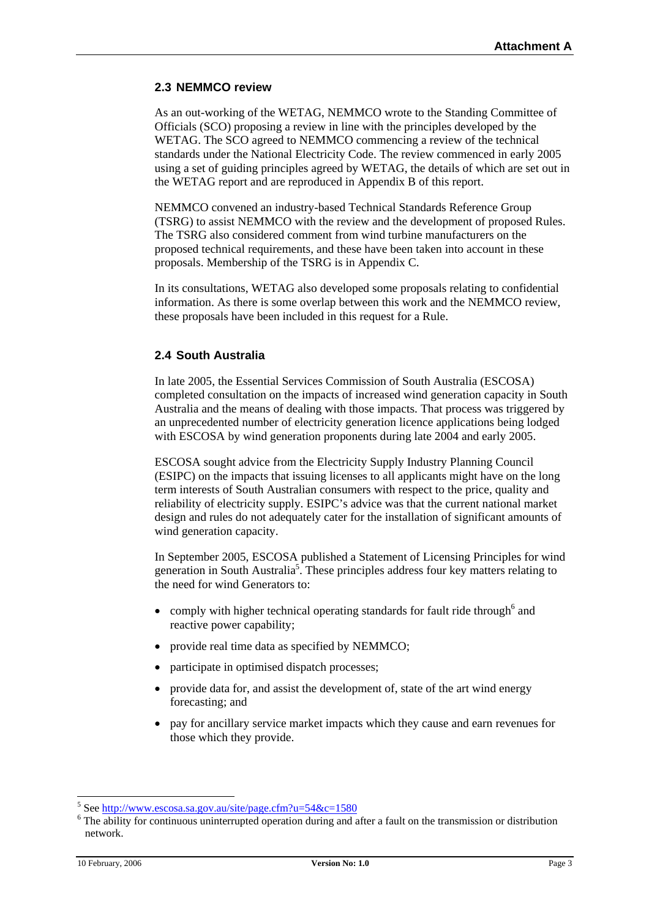## 2.3 NEMMCO review

As an out-working of the WETAG, NEMMCO wrote to the Standing Committee of Officials (SCO) proposing a review in line with the principles developed by the WETAG. The SCO agreed to NEMMCO commencing a review of the technical standards under the National Electricity Code. The review commenced in early 2005 using a set of guiding principles agreed by WETAG, the details of which are set out in the WETAG report and are reproduced in Appendix B of this report.

NEMMCO convened an industry-based Technical Standards Reference Group (TSRG) to assist NEMMCO with the review and the development of proposed Rules. The TSRG also considered comment from wind turbine manufacturers on the proposed technical requirements, and these have been taken into account in these proposals. Membership of the TSRG is in Appendix C.

In its consultations, WETAG also developed some proposals relating to confidential information. As there is some overlap between this work and the NEMMCO review, these proposals have been included in this request for a Rule.

## 2.4 South Australia

In late 2005, the Essential Services Commission of South Australia (ESCOSA) completed consultation on the impacts of increased wind generation capacity in South Australia and the means of dealing with those impacts. That process was triggered by an unprecedented number of electricity generation licence applications being lodged with ESCOSA by wind generation proponents during late 2004 and early 2005.

ESCOSA sought advice from the Electricity Supply Industry Planning Council (ESIPC) on the impacts that issuing licenses to all applicants might have on the long term interests of South Australian consumers with respect to the price, quality and reliability of electricity supply. ESIPC's advice was that the current national market design and rules do not adequately cater for the installation of significant amounts of wind generation capacity.

In September 2005, ESCOSA published a Statement of Licensing Principles for wind generation in South Australia[5]. These principles address four key matters relating to the need for wind Generators to:

- comply with higher technical operating standards for fault ride through[6] and reactive power capability;
- provide real time data as specified by NEMMCO;
- participate in optimised dispatch processes;
- provide data for, and assist the development of, state of the art wind energy forecasting; and
- pay for ancillary service market impacts which they cause and earn revenues for those which they provide.

[5] See http://www.escosa.sa.gov.au/site/page.cfm?u=54&c=1580

[6] The ability for continuous uninterrupted operation during and after a fault on the transmission or distribution network.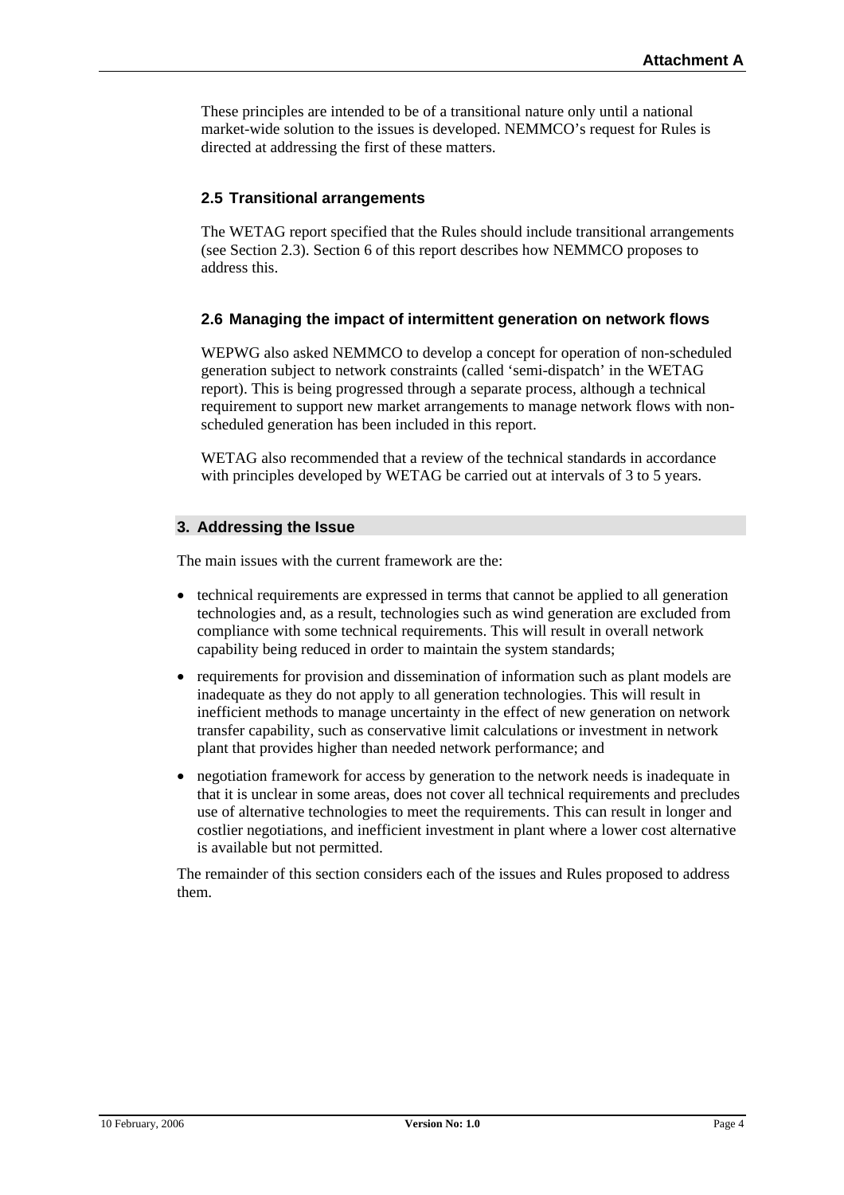These principles are intended to be of a transitional nature only until a national market-wide solution to the issues is developed. NEMMCO's request for Rules is directed at addressing the first of these matters.

### 2.5 Transitional arrangements

The WETAG report specified that the Rules should include transitional arrangements (see Section 2.3). Section 6 of this report describes how NEMMCO proposes to address this.

### 2.6 Managing the impact of intermittent generation on network flows

WEPWG also asked NEMMCO to develop a concept for operation of non-scheduled generation subject to network constraints (called 'semi-dispatch' in the WETAG report). This is being progressed through a separate process, although a technical requirement to support new market arrangements to manage network flows with non-scheduled generation has been included in this report.

WETAG also recommended that a review of the technical standards in accordance with principles developed by WETAG be carried out at intervals of 3 to 5 years.

## 3. Addressing the Issue

The main issues with the current framework are the:

- technical requirements are expressed in terms that cannot be applied to all generation technologies and, as a result, technologies such as wind generation are excluded from compliance with some technical requirements. This will result in overall network capability being reduced in order to maintain the system standards;
- requirements for provision and dissemination of information such as plant models are inadequate as they do not apply to all generation technologies. This will result in inefficient methods to manage uncertainty in the effect of new generation on network transfer capability, such as conservative limit calculations or investment in network plant that provides higher than needed network performance; and
- negotiation framework for access by generation to the network needs is inadequate in that it is unclear in some areas, does not cover all technical requirements and precludes use of alternative technologies to meet the requirements. This can result in longer and costlier negotiations, and inefficient investment in plant where a lower cost alternative is available but not permitted.

The remainder of this section considers each of the issues and Rules proposed to address them.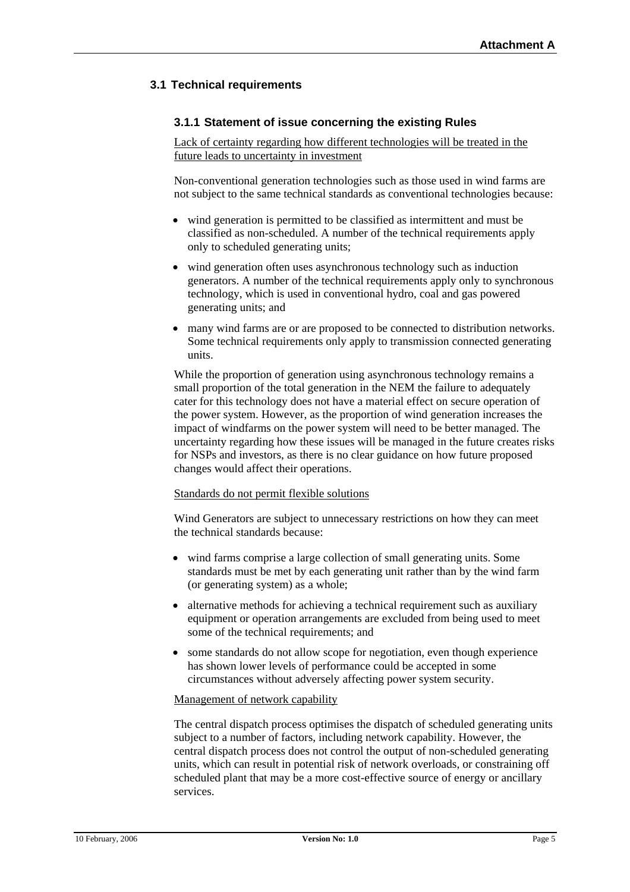## 3.1 Technical requirements

### 3.1.1 Statement of issue concerning the existing Rules

Lack of certainty regarding how different technologies will be treated in the future leads to uncertainty in investment

Non-conventional generation technologies such as those used in wind farms are not subject to the same technical standards as conventional technologies because:

- wind generation is permitted to be classified as intermittent and must be classified as non-scheduled. A number of the technical requirements apply only to scheduled generating units;
- wind generation often uses asynchronous technology such as induction generators. A number of the technical requirements apply only to synchronous technology, which is used in conventional hydro, coal and gas powered generating units; and
- many wind farms are or are proposed to be connected to distribution networks. Some technical requirements only apply to transmission connected generating units.

While the proportion of generation using asynchronous technology remains a small proportion of the total generation in the NEM the failure to adequately cater for this technology does not have a material effect on secure operation of the power system. However, as the proportion of wind generation increases the impact of windfarms on the power system will need to be better managed. The uncertainty regarding how these issues will be managed in the future creates risks for NSPs and investors, as there is no clear guidance on how future proposed changes would affect their operations.

Standards do not permit flexible solutions

Wind Generators are subject to unnecessary restrictions on how they can meet the technical standards because:

- wind farms comprise a large collection of small generating units. Some standards must be met by each generating unit rather than by the wind farm (or generating system) as a whole;
- alternative methods for achieving a technical requirement such as auxiliary equipment or operation arrangements are excluded from being used to meet some of the technical requirements; and
- some standards do not allow scope for negotiation, even though experience has shown lower levels of performance could be accepted in some circumstances without adversely affecting power system security.

Management of network capability

The central dispatch process optimises the dispatch of scheduled generating units subject to a number of factors, including network capability. However, the central dispatch process does not control the output of non-scheduled generating units, which can result in potential risk of network overloads, or constraining off scheduled plant that may be a more cost-effective source of energy or ancillary services.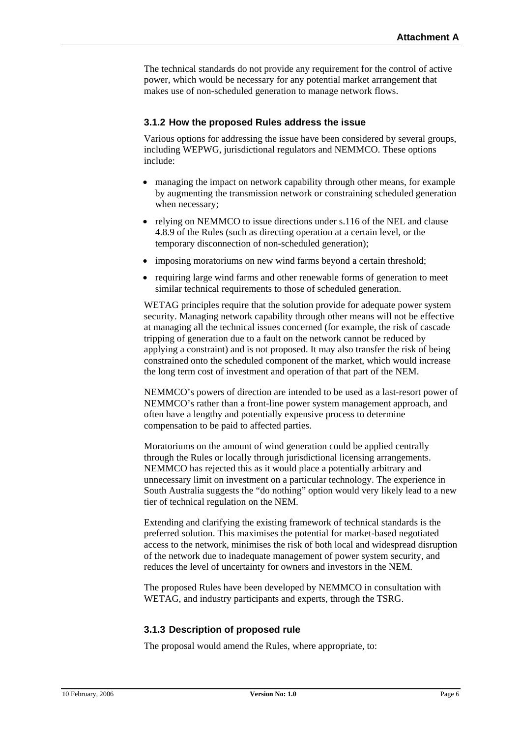The technical standards do not provide any requirement for the control of active power, which would be necessary for any potential market arrangement that makes use of non-scheduled generation to manage network flows.

### 3.1.2 How the proposed Rules address the issue

Various options for addressing the issue have been considered by several groups, including WEPWG, jurisdictional regulators and NEMMCO. These options include:

- managing the impact on network capability through other means, for example by augmenting the transmission network or constraining scheduled generation when necessary;
- relying on NEMMCO to issue directions under s.116 of the NEL and clause 4.8.9 of the Rules (such as directing operation at a certain level, or the temporary disconnection of non-scheduled generation);
- imposing moratoriums on new wind farms beyond a certain threshold;
- requiring large wind farms and other renewable forms of generation to meet similar technical requirements to those of scheduled generation.

WETAG principles require that the solution provide for adequate power system security. Managing network capability through other means will not be effective at managing all the technical issues concerned (for example, the risk of cascade tripping of generation due to a fault on the network cannot be reduced by applying a constraint) and is not proposed. It may also transfer the risk of being constrained onto the scheduled component of the market, which would increase the long term cost of investment and operation of that part of the NEM.

NEMMCO's powers of direction are intended to be used as a last-resort power of NEMMCO's rather than a front-line power system management approach, and often have a lengthy and potentially expensive process to determine compensation to be paid to affected parties.

Moratoriums on the amount of wind generation could be applied centrally through the Rules or locally through jurisdictional licensing arrangements. NEMMCO has rejected this as it would place a potentially arbitrary and unnecessary limit on investment on a particular technology. The experience in South Australia suggests the "do nothing" option would very likely lead to a new tier of technical regulation on the NEM.

Extending and clarifying the existing framework of technical standards is the preferred solution. This maximises the potential for market-based negotiated access to the network, minimises the risk of both local and widespread disruption of the network due to inadequate management of power system security, and reduces the level of uncertainty for owners and investors in the NEM.

The proposed Rules have been developed by NEMMCO in consultation with WETAG, and industry participants and experts, through the TSRG.

### 3.1.3 Description of proposed rule

The proposal would amend the Rules, where appropriate, to: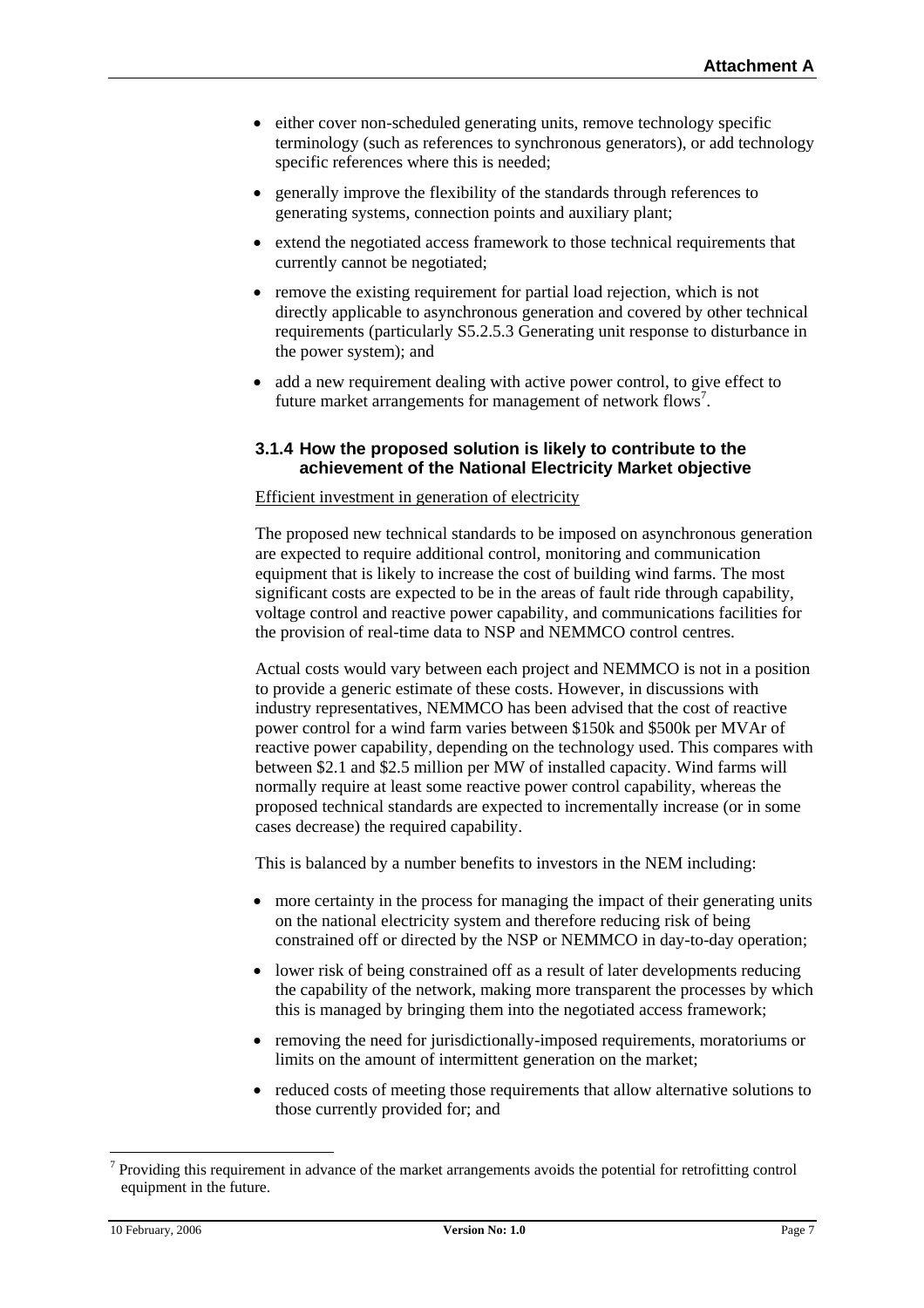- either cover non-scheduled generating units, remove technology specific terminology (such as references to synchronous generators), or add technology specific references where this is needed;
- generally improve the flexibility of the standards through references to generating systems, connection points and auxiliary plant;
- extend the negotiated access framework to those technical requirements that currently cannot be negotiated;
- remove the existing requirement for partial load rejection, which is not directly applicable to asynchronous generation and covered by other technical requirements (particularly S5.2.5.3 Generating unit response to disturbance in the power system); and
- add a new requirement dealing with active power control, to give effect to future market arrangements for management of network flows[7].

### 3.1.4 How the proposed solution is likely to contribute to the achievement of the National Electricity Market objective

Efficient investment in generation of electricity

The proposed new technical standards to be imposed on asynchronous generation are expected to require additional control, monitoring and communication equipment that is likely to increase the cost of building wind farms. The most significant costs are expected to be in the areas of fault ride through capability, voltage control and reactive power capability, and communications facilities for the provision of real-time data to NSP and NEMMCO control centres.

Actual costs would vary between each project and NEMMCO is not in a position to provide a generic estimate of these costs. However, in discussions with industry representatives, NEMMCO has been advised that the cost of reactive power control for a wind farm varies between \$150k and \$500k per MVAr of reactive power capability, depending on the technology used. This compares with between \$2.1 and \$2.5 million per MW of installed capacity. Wind farms will normally require at least some reactive power control capability, whereas the proposed technical standards are expected to incrementally increase (or in some cases decrease) the required capability.

This is balanced by a number benefits to investors in the NEM including:

- more certainty in the process for managing the impact of their generating units on the national electricity system and therefore reducing risk of being constrained off or directed by the NSP or NEMMCO in day-to-day operation;
- lower risk of being constrained off as a result of later developments reducing the capability of the network, making more transparent the processes by which this is managed by bringing them into the negotiated access framework;
- removing the need for jurisdictionally-imposed requirements, moratoriums or limits on the amount of intermittent generation on the market;
- reduced costs of meeting those requirements that allow alternative solutions to those currently provided for; and

[7] Providing this requirement in advance of the market arrangements avoids the potential for retrofitting control equipment in the future.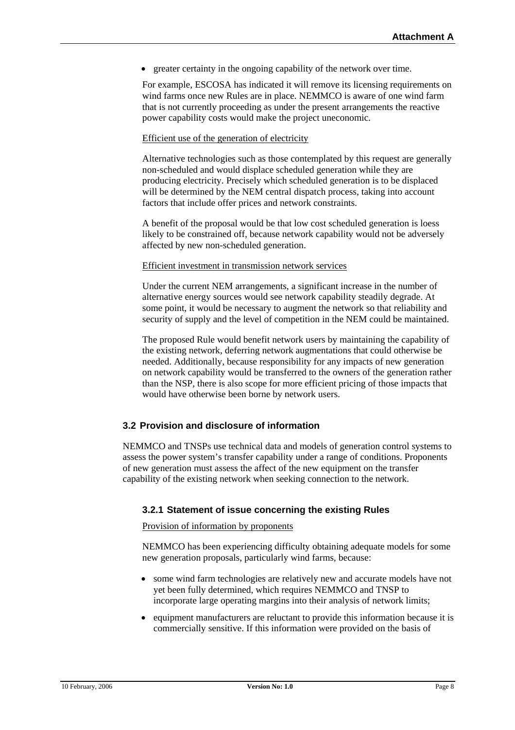- greater certainty in the ongoing capability of the network over time.

For example, ESCOSA has indicated it will remove its licensing requirements on wind farms once new Rules are in place. NEMMCO is aware of one wind farm that is not currently proceeding as under the present arrangements the reactive power capability costs would make the project uneconomic.

Efficient use of the generation of electricity

Alternative technologies such as those contemplated by this request are generally non-scheduled and would displace scheduled generation while they are producing electricity. Precisely which scheduled generation is to be displaced will be determined by the NEM central dispatch process, taking into account factors that include offer prices and network constraints.

A benefit of the proposal would be that low cost scheduled generation is loess likely to be constrained off, because network capability would not be adversely affected by new non-scheduled generation.

Efficient investment in transmission network services

Under the current NEM arrangements, a significant increase in the number of alternative energy sources would see network capability steadily degrade. At some point, it would be necessary to augment the network so that reliability and security of supply and the level of competition in the NEM could be maintained.

The proposed Rule would benefit network users by maintaining the capability of the existing network, deferring network augmentations that could otherwise be needed. Additionally, because responsibility for any impacts of new generation on network capability would be transferred to the owners of the generation rather than the NSP, there is also scope for more efficient pricing of those impacts that would have otherwise been borne by network users.

## 3.2 Provision and disclosure of information

NEMMCO and TNSPs use technical data and models of generation control systems to assess the power system's transfer capability under a range of conditions. Proponents of new generation must assess the affect of the new equipment on the transfer capability of the existing network when seeking connection to the network.

### 3.2.1 Statement of issue concerning the existing Rules

Provision of information by proponents

NEMMCO has been experiencing difficulty obtaining adequate models for some new generation proposals, particularly wind farms, because:

- some wind farm technologies are relatively new and accurate models have not yet been fully determined, which requires NEMMCO and TNSP to incorporate large operating margins into their analysis of network limits;
- equipment manufacturers are reluctant to provide this information because it is commercially sensitive. If this information were provided on the basis of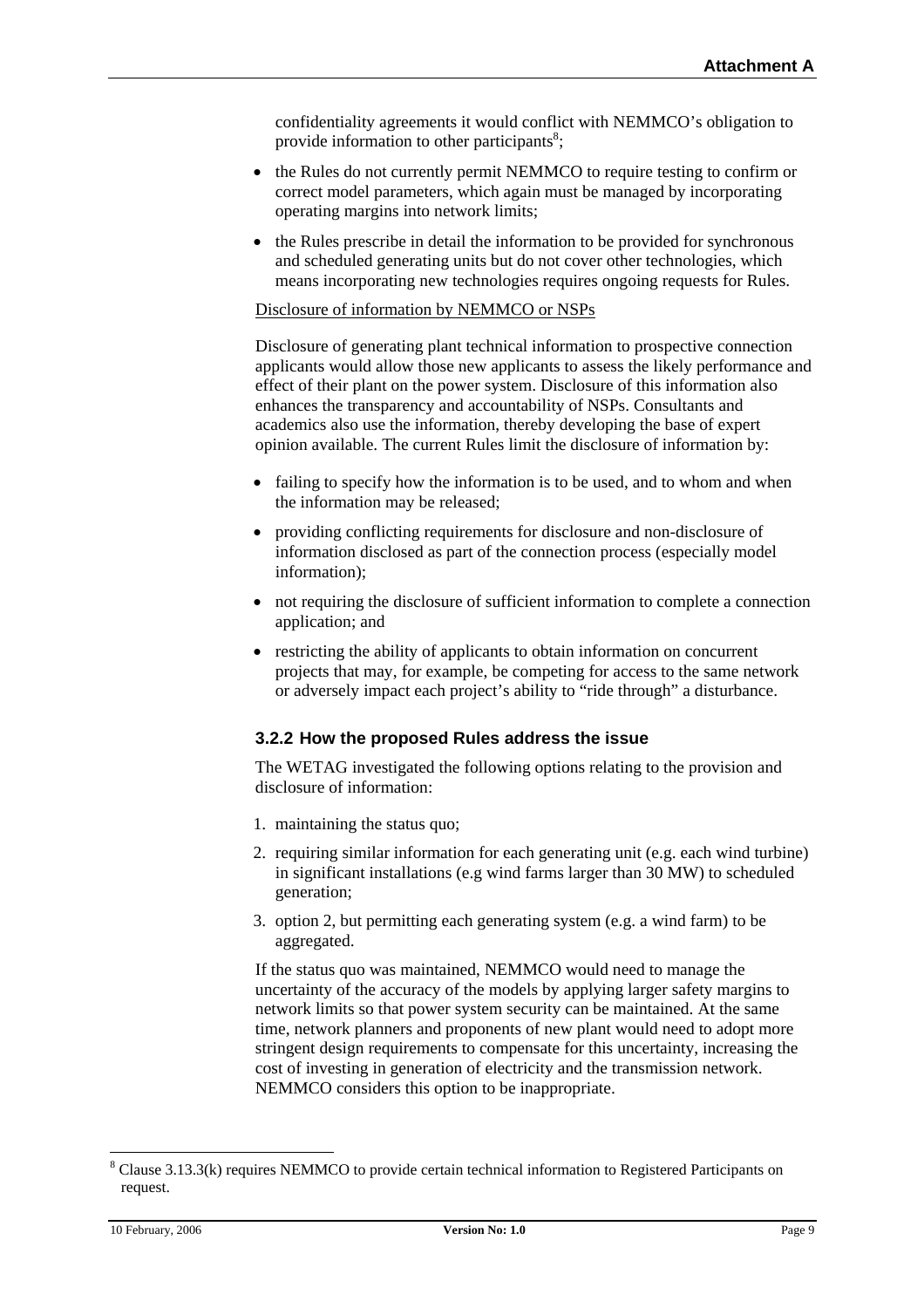confidentiality agreements it would conflict with NEMMCO's obligation to provide information to other participants[8];

- the Rules do not currently permit NEMMCO to require testing to confirm or correct model parameters, which again must be managed by incorporating operating margins into network limits;
- the Rules prescribe in detail the information to be provided for synchronous and scheduled generating units but do not cover other technologies, which means incorporating new technologies requires ongoing requests for Rules.

<u>Disclosure of information by NEMMCO or NSPs</u>

Disclosure of generating plant technical information to prospective connection applicants would allow those new applicants to assess the likely performance and effect of their plant on the power system. Disclosure of this information also enhances the transparency and accountability of NSPs. Consultants and academics also use the information, thereby developing the base of expert opinion available. The current Rules limit the disclosure of information by:

- failing to specify how the information is to be used, and to whom and when the information may be released;
- providing conflicting requirements for disclosure and non-disclosure of information disclosed as part of the connection process (especially model information);
- not requiring the disclosure of sufficient information to complete a connection application; and
- restricting the ability of applicants to obtain information on concurrent projects that may, for example, be competing for access to the same network or adversely impact each project's ability to "ride through" a disturbance.

### 3.2.2 How the proposed Rules address the issue

The WETAG investigated the following options relating to the provision and disclosure of information:

1. maintaining the status quo;
2. requiring similar information for each generating unit (e.g. each wind turbine) in significant installations (e.g wind farms larger than 30 MW) to scheduled generation;
3. option 2, but permitting each generating system (e.g. a wind farm) to be aggregated.

If the status quo was maintained, NEMMCO would need to manage the uncertainty of the accuracy of the models by applying larger safety margins to network limits so that power system security can be maintained. At the same time, network planners and proponents of new plant would need to adopt more stringent design requirements to compensate for this uncertainty, increasing the cost of investing in generation of electricity and the transmission network. NEMMCO considers this option to be inappropriate.

[8] Clause 3.13.3(k) requires NEMMCO to provide certain technical information to Registered Participants on request.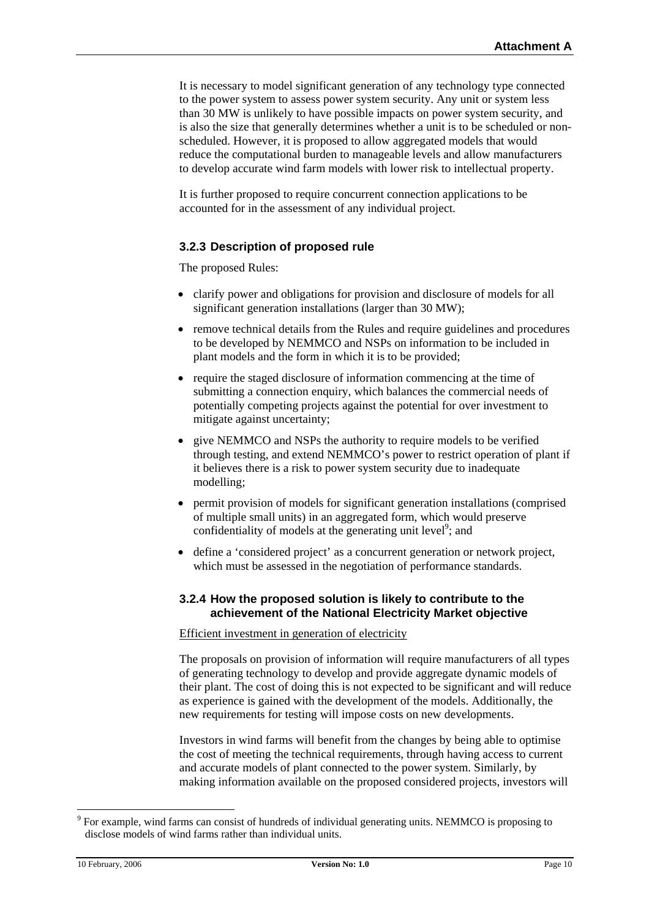It is necessary to model significant generation of any technology type connected to the power system to assess power system security. Any unit or system less than 30 MW is unlikely to have possible impacts on power system security, and is also the size that generally determines whether a unit is to be scheduled or non-scheduled. However, it is proposed to allow aggregated models that would reduce the computational burden to manageable levels and allow manufacturers to develop accurate wind farm models with lower risk to intellectual property.

It is further proposed to require concurrent connection applications to be accounted for in the assessment of any individual project.

### 3.2.3 Description of proposed rule

The proposed Rules:

- clarify power and obligations for provision and disclosure of models for all significant generation installations (larger than 30 MW);
- remove technical details from the Rules and require guidelines and procedures to be developed by NEMMCO and NSPs on information to be included in plant models and the form in which it is to be provided;
- require the staged disclosure of information commencing at the time of submitting a connection enquiry, which balances the commercial needs of potentially competing projects against the potential for over investment to mitigate against uncertainty;
- give NEMMCO and NSPs the authority to require models to be verified through testing, and extend NEMMCO's power to restrict operation of plant if it believes there is a risk to power system security due to inadequate modelling;
- permit provision of models for significant generation installations (comprised of multiple small units) in an aggregated form, which would preserve confidentiality of models at the generating unit level[9]; and
- define a 'considered project' as a concurrent generation or network project, which must be assessed in the negotiation of performance standards.

### 3.2.4 How the proposed solution is likely to contribute to the achievement of the National Electricity Market objective

Efficient investment in generation of electricity

The proposals on provision of information will require manufacturers of all types of generating technology to develop and provide aggregate dynamic models of their plant. The cost of doing this is not expected to be significant and will reduce as experience is gained with the development of the models. Additionally, the new requirements for testing will impose costs on new developments.

Investors in wind farms will benefit from the changes by being able to optimise the cost of meeting the technical requirements, through having access to current and accurate models of plant connected to the power system. Similarly, by making information available on the proposed considered projects, investors will

[9] For example, wind farms can consist of hundreds of individual generating units. NEMMCO is proposing to disclose models of wind farms rather than individual units.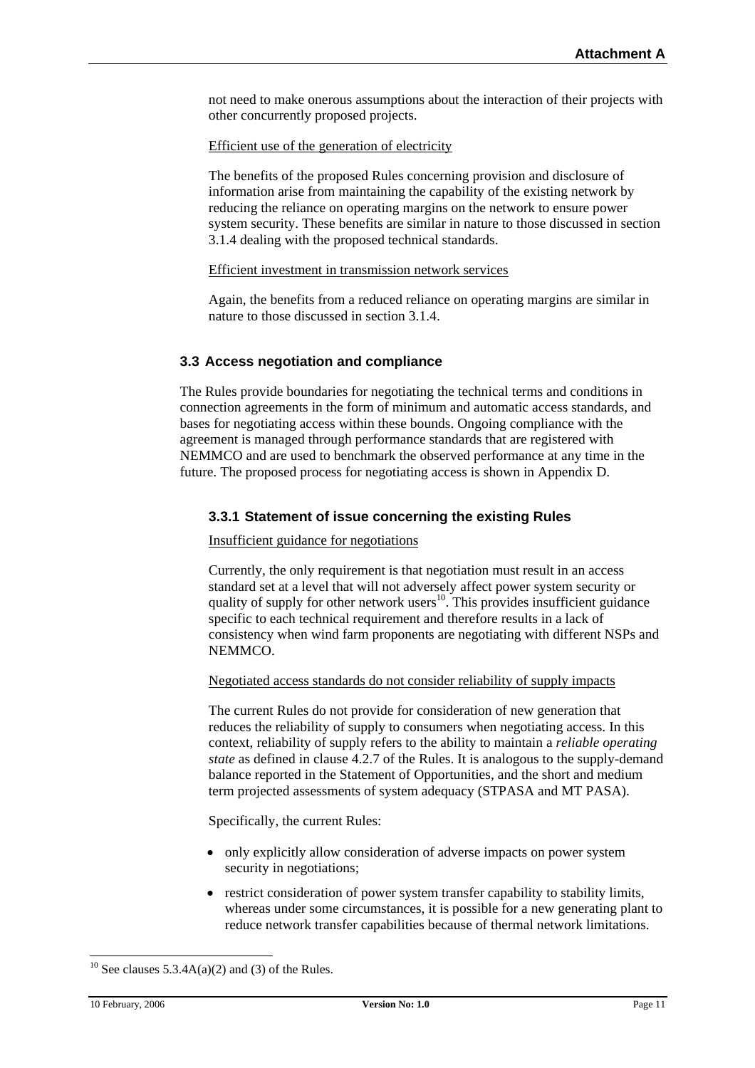not need to make onerous assumptions about the interaction of their projects with other concurrently proposed projects.

Efficient use of the generation of electricity

The benefits of the proposed Rules concerning provision and disclosure of information arise from maintaining the capability of the existing network by reducing the reliance on operating margins on the network to ensure power system security. These benefits are similar in nature to those discussed in section 3.1.4 dealing with the proposed technical standards.

Efficient investment in transmission network services

Again, the benefits from a reduced reliance on operating margins are similar in nature to those discussed in section 3.1.4.

### 3.3 Access negotiation and compliance

The Rules provide boundaries for negotiating the technical terms and conditions in connection agreements in the form of minimum and automatic access standards, and bases for negotiating access within these bounds. Ongoing compliance with the agreement is managed through performance standards that are registered with NEMMCO and are used to benchmark the observed performance at any time in the future. The proposed process for negotiating access is shown in Appendix D.

#### 3.3.1 Statement of issue concerning the existing Rules

Insufficient guidance for negotiations

Currently, the only requirement is that negotiation must result in an access standard set at a level that will not adversely affect power system security or quality of supply for other network users[10]. This provides insufficient guidance specific to each technical requirement and therefore results in a lack of consistency when wind farm proponents are negotiating with different NSPs and NEMMCO.

Negotiated access standards do not consider reliability of supply impacts

The current Rules do not provide for consideration of new generation that reduces the reliability of supply to consumers when negotiating access. In this context, reliability of supply refers to the ability to maintain a *reliable operating state* as defined in clause 4.2.7 of the Rules. It is analogous to the supply-demand balance reported in the Statement of Opportunities, and the short and medium term projected assessments of system adequacy (STPASA and MT PASA).

Specifically, the current Rules:

- only explicitly allow consideration of adverse impacts on power system security in negotiations;
- restrict consideration of power system transfer capability to stability limits, whereas under some circumstances, it is possible for a new generating plant to reduce network transfer capabilities because of thermal network limitations.

[10] See clauses 5.3.4A(a)(2) and (3) of the Rules.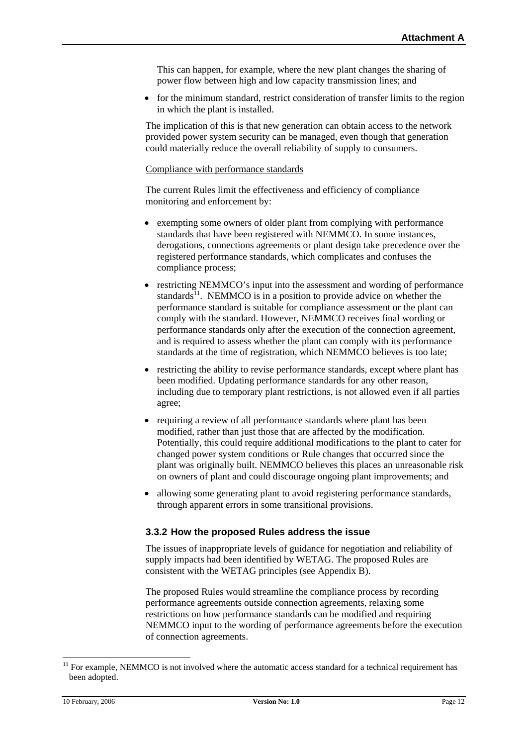This can happen, for example, where the new plant changes the sharing of power flow between high and low capacity transmission lines; and

- for the minimum standard, restrict consideration of transfer limits to the region in which the plant is installed.

The implication of this is that new generation can obtain access to the network provided power system security can be managed, even though that generation could materially reduce the overall reliability of supply to consumers.

Compliance with performance standards

The current Rules limit the effectiveness and efficiency of compliance monitoring and enforcement by:

- exempting some owners of older plant from complying with performance standards that have been registered with NEMMCO. In some instances, derogations, connections agreements or plant design take precedence over the registered performance standards, which complicates and confuses the compliance process;
- restricting NEMMCO's input into the assessment and wording of performance standards[11]. NEMMCO is in a position to provide advice on whether the performance standard is suitable for compliance assessment or the plant can comply with the standard. However, NEMMCO receives final wording or performance standards only after the execution of the connection agreement, and is required to assess whether the plant can comply with its performance standards at the time of registration, which NEMMCO believes is too late;
- restricting the ability to revise performance standards, except where plant has been modified. Updating performance standards for any other reason, including due to temporary plant restrictions, is not allowed even if all parties agree;
- requiring a review of all performance standards where plant has been modified, rather than just those that are affected by the modification. Potentially, this could require additional modifications to the plant to cater for changed power system conditions or Rule changes that occurred since the plant was originally built. NEMMCO believes this places an unreasonable risk on owners of plant and could discourage ongoing plant improvements; and
- allowing some generating plant to avoid registering performance standards, through apparent errors in some transitional provisions.

### 3.3.2 How the proposed Rules address the issue

The issues of inappropriate levels of guidance for negotiation and reliability of supply impacts had been identified by WETAG. The proposed Rules are consistent with the WETAG principles (see Appendix B).

The proposed Rules would streamline the compliance process by recording performance agreements outside connection agreements, relaxing some restrictions on how performance standards can be modified and requiring NEMMCO input to the wording of performance agreements before the execution of connection agreements.

[11] For example, NEMMCO is not involved where the automatic access standard for a technical requirement has been adopted.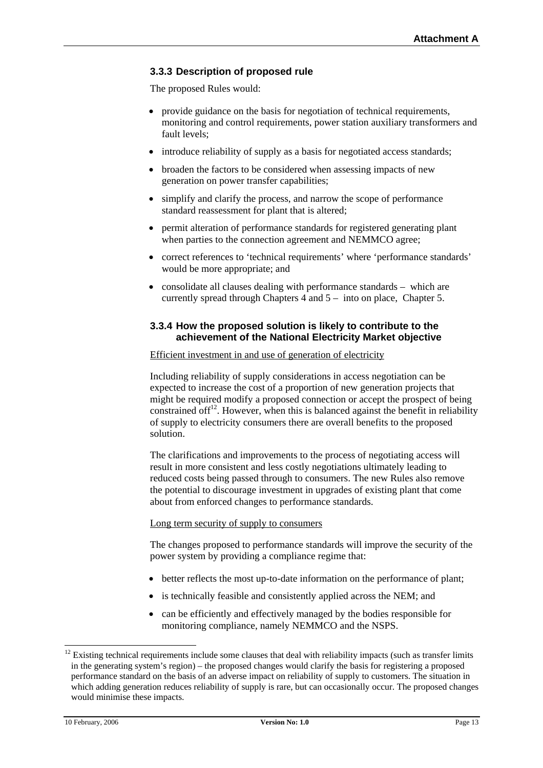### 3.3.3 Description of proposed rule

The proposed Rules would:

- provide guidance on the basis for negotiation of technical requirements, monitoring and control requirements, power station auxiliary transformers and fault levels;
- introduce reliability of supply as a basis for negotiated access standards;
- broaden the factors to be considered when assessing impacts of new generation on power transfer capabilities;
- simplify and clarify the process, and narrow the scope of performance standard reassessment for plant that is altered;
- permit alteration of performance standards for registered generating plant when parties to the connection agreement and NEMMCO agree;
- correct references to 'technical requirements' where 'performance standards' would be more appropriate; and
- consolidate all clauses dealing with performance standards – which are currently spread through Chapters 4 and 5 – into on place, Chapter 5.

### 3.3.4 How the proposed solution is likely to contribute to the achievement of the National Electricity Market objective

Efficient investment in and use of generation of electricity

Including reliability of supply considerations in access negotiation can be expected to increase the cost of a proportion of new generation projects that might be required modify a proposed connection or accept the prospect of being constrained off[12]. However, when this is balanced against the benefit in reliability of supply to electricity consumers there are overall benefits to the proposed solution.

The clarifications and improvements to the process of negotiating access will result in more consistent and less costly negotiations ultimately leading to reduced costs being passed through to consumers. The new Rules also remove the potential to discourage investment in upgrades of existing plant that come about from enforced changes to performance standards.

Long term security of supply to consumers

The changes proposed to performance standards will improve the security of the power system by providing a compliance regime that:

- better reflects the most up-to-date information on the performance of plant;
- is technically feasible and consistently applied across the NEM; and
- can be efficiently and effectively managed by the bodies responsible for monitoring compliance, namely NEMMCO and the NSPS.

---

[12] Existing technical requirements include some clauses that deal with reliability impacts (such as transfer limits in the generating system's region) – the proposed changes would clarify the basis for registering a proposed performance standard on the basis of an adverse impact on reliability of supply to customers. The situation in which adding generation reduces reliability of supply is rare, but can occasionally occur. The proposed changes would minimise these impacts.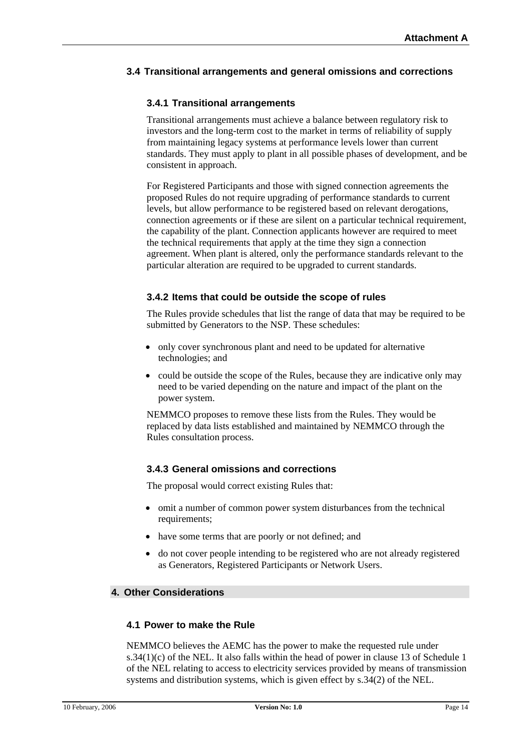### 3.4 Transitional arrangements and general omissions and corrections

#### 3.4.1 Transitional arrangements

Transitional arrangements must achieve a balance between regulatory risk to investors and the long-term cost to the market in terms of reliability of supply from maintaining legacy systems at performance levels lower than current standards. They must apply to plant in all possible phases of development, and be consistent in approach.

For Registered Participants and those with signed connection agreements the proposed Rules do not require upgrading of performance standards to current levels, but allow performance to be registered based on relevant derogations, connection agreements or if these are silent on a particular technical requirement, the capability of the plant. Connection applicants however are required to meet the technical requirements that apply at the time they sign a connection agreement. When plant is altered, only the performance standards relevant to the particular alteration are required to be upgraded to current standards.

#### 3.4.2 Items that could be outside the scope of rules

The Rules provide schedules that list the range of data that may be required to be submitted by Generators to the NSP. These schedules:

- only cover synchronous plant and need to be updated for alternative technologies; and
- could be outside the scope of the Rules, because they are indicative only may need to be varied depending on the nature and impact of the plant on the power system.

NEMMCO proposes to remove these lists from the Rules. They would be replaced by data lists established and maintained by NEMMCO through the Rules consultation process.

#### 3.4.3 General omissions and corrections

The proposal would correct existing Rules that:

- omit a number of common power system disturbances from the technical requirements;
- have some terms that are poorly or not defined; and
- do not cover people intending to be registered who are not already registered as Generators, Registered Participants or Network Users.

## 4. Other Considerations

### 4.1 Power to make the Rule

NEMMCO believes the AEMC has the power to make the requested rule under s.34(1)(c) of the NEL. It also falls within the head of power in clause 13 of Schedule 1 of the NEL relating to access to electricity services provided by means of transmission systems and distribution systems, which is given effect by s.34(2) of the NEL.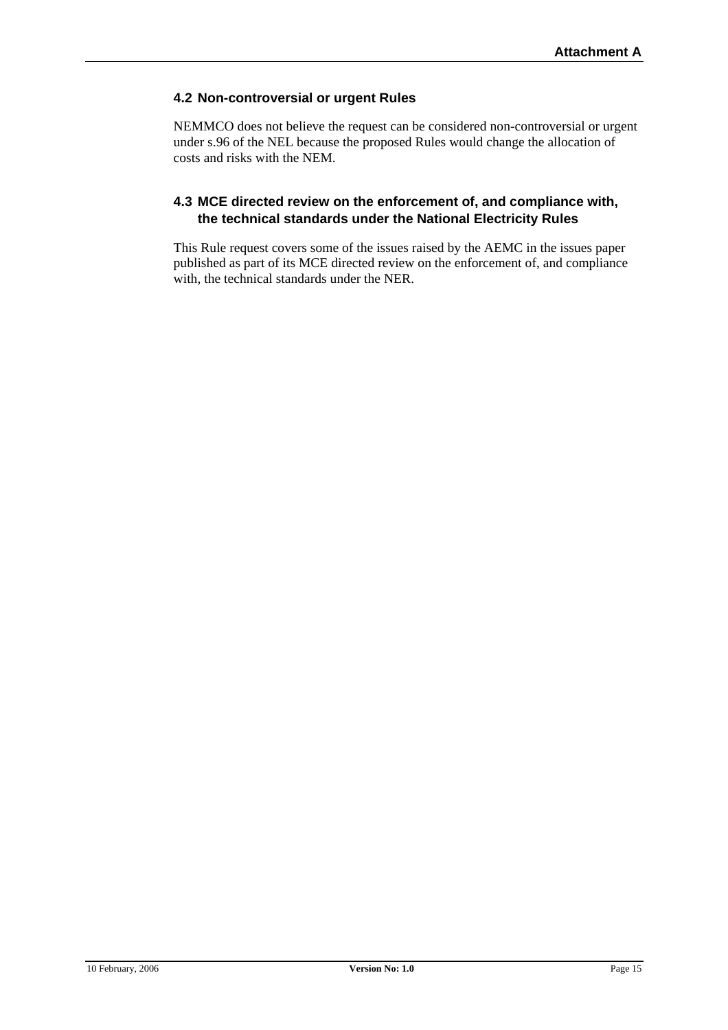### 4.2 Non-controversial or urgent Rules

NEMMCO does not believe the request can be considered non-controversial or urgent under s.96 of the NEL because the proposed Rules would change the allocation of costs and risks with the NEM.

### 4.3 MCE directed review on the enforcement of, and compliance with, the technical standards under the National Electricity Rules

This Rule request covers some of the issues raised by the AEMC in the issues paper published as part of its MCE directed review on the enforcement of, and compliance with, the technical standards under the NER.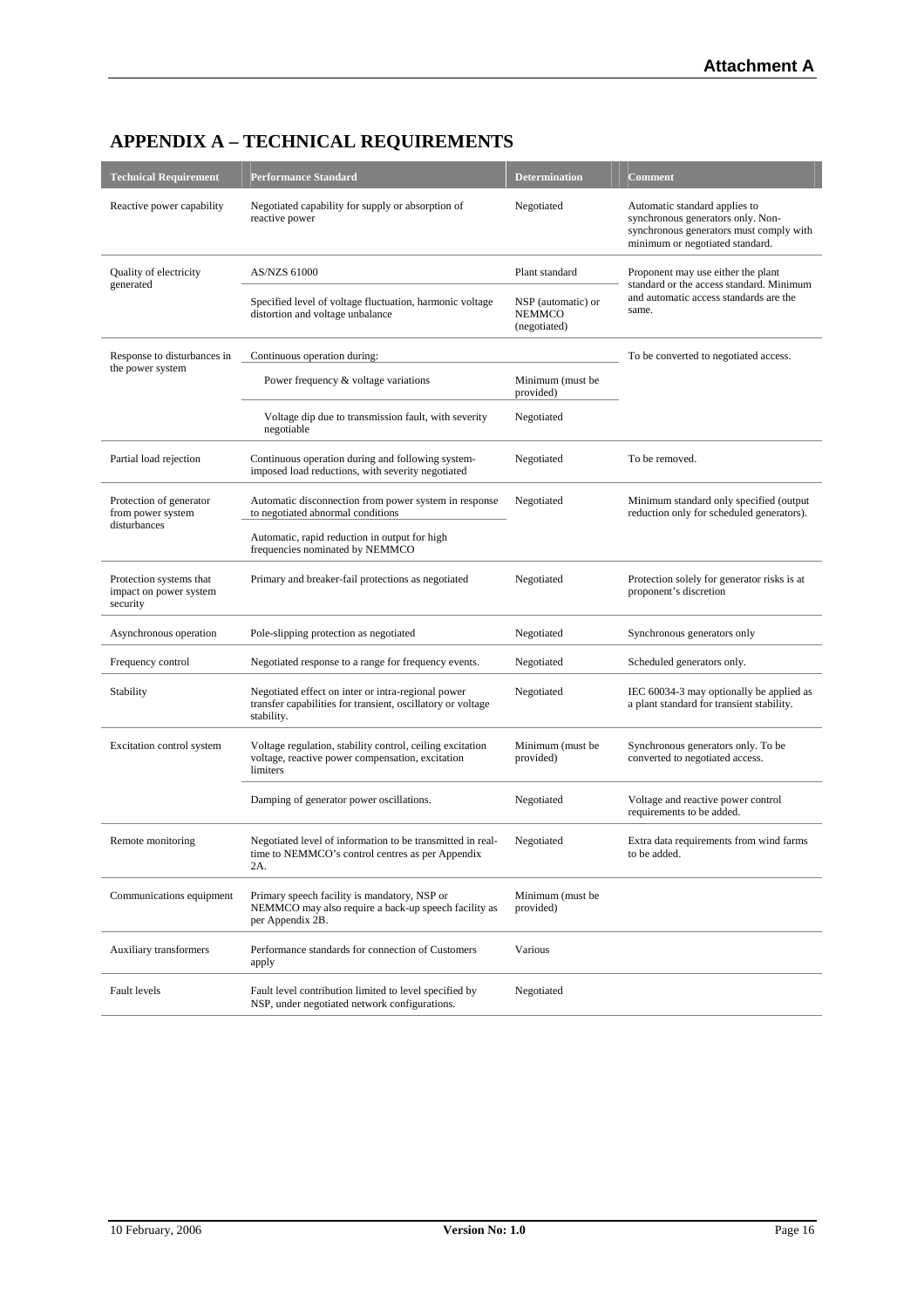# APPENDIX A – TECHNICAL REQUIREMENTS

| Technical Requirement | Performance Standard | Determination | Comment |
|---|---|---|---|
| Reactive power capability | Negotiated capability for supply or absorption of reactive power | Negotiated | Automatic standard applies to synchronous generators only. Non-synchronous generators must comply with minimum or negotiated standard. |
| Quality of electricity generated | AS/NZS 61000 | Plant standard | Proponent may use either the plant standard or the access standard. Minimum and automatic access standards are the same. |
| | Specified level of voltage fluctuation, harmonic voltage distortion and voltage unbalance | NSP (automatic) or NEMMCO (negotiated) | |
| Response to disturbances in the power system | Continuous operation during: | | To be converted to negotiated access. |
| | Power frequency & voltage variations | Minimum (must be provided) | |
| | Voltage dip due to transmission fault, with severity negotiable | Negotiated | |
| Partial load rejection | Continuous operation during and following system-imposed load reductions, with severity negotiated | Negotiated | To be removed. |
| Protection of generator from power system disturbances | Automatic disconnection from power system in response to negotiated abnormal conditions | Negotiated | Minimum standard only specified (output reduction only for scheduled generators). |
| | Automatic, rapid reduction in output for high frequencies nominated by NEMMCO | | |
| Protection systems that impact on power system security | Primary and breaker-fail protections as negotiated | Negotiated | Protection solely for generator risks is at proponent's discretion |
| Asynchronous operation | Pole-slipping protection as negotiated | Negotiated | Synchronous generators only |
| Frequency control | Negotiated response to a range for frequency events. | Negotiated | Scheduled generators only. |
| Stability | Negotiated effect on inter or intra-regional power transfer capabilities for transient, oscillatory or voltage stability. | Negotiated | IEC 60034-3 may optionally be applied as a plant standard for transient stability. |
| Excitation control system | Voltage regulation, stability control, ceiling excitation voltage, reactive power compensation, excitation limiters | Minimum (must be provided) | Synchronous generators only. To be converted to negotiated access. |
| | Damping of generator power oscillations. | Negotiated | Voltage and reactive power control requirements to be added. |
| Remote monitoring | Negotiated level of information to be transmitted in real-time to NEMMCO's control centres as per Appendix 2A. | Negotiated | Extra data requirements from wind farms to be added. |
| Communications equipment | Primary speech facility is mandatory, NSP or NEMMCO may also require a back-up speech facility as per Appendix 2B. | Minimum (must be provided) | |
| Auxiliary transformers | Performance standards for connection of Customers apply | Various | |
| Fault levels | Fault level contribution limited to level specified by NSP, under negotiated network configurations. | Negotiated | |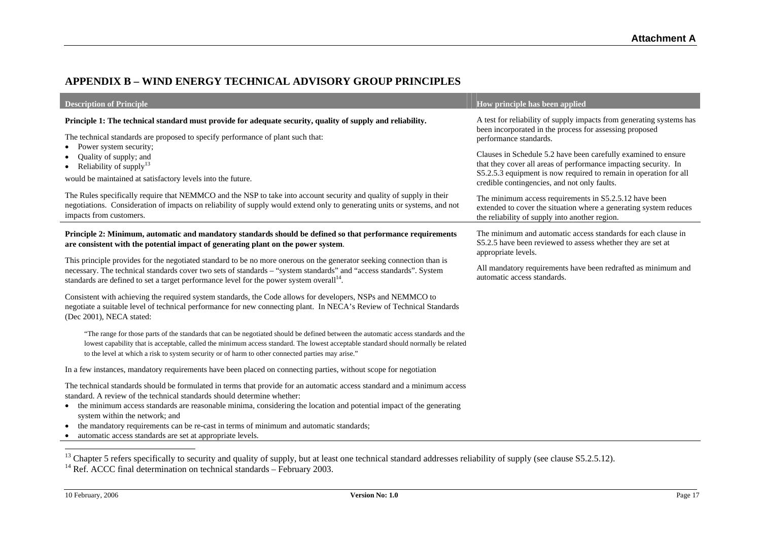## APPENDIX B – WIND ENERGY TECHNICAL ADVISORY GROUP PRINCIPLES

| Description of Principle | How principle has been applied |
| --- | --- |
| **Principle 1: The technical standard must provide for adequate security, quality of supply and reliability.**<br><br>The technical standards are proposed to specify performance of plant such that:<br>• Power system security;<br>• Quality of supply; and<br>• Reliability of supply[13]<br>would be maintained at satisfactory levels into the future.<br><br>The Rules specifically require that NEMMCO and the NSP to take into account security and quality of supply in their negotiations. Consideration of impacts on reliability of supply would extend only to generating units or systems, and not impacts from customers. | A test for reliability of supply impacts from generating systems has been incorporated in the process for assessing proposed performance standards.<br><br>Clauses in Schedule 5.2 have been carefully examined to ensure that they cover all areas of performance impacting security. In S5.2.5.3 equipment is now required to remain in operation for all credible contingencies, and not only faults.<br><br>The minimum access requirements in S5.2.5.12 have been extended to cover the situation where a generating system reduces the reliability of supply into another region. |
| **Principle 2: Minimum, automatic and mandatory standards should be defined so that performance requirements are consistent with the potential impact of generating plant on the power system**.<br><br>This principle provides for the negotiated standard to be no more onerous on the generator seeking connection than is necessary. The technical standards cover two sets of standards – "system standards" and "access standards". System standards are defined to set a target performance level for the power system overall[14].<br><br>Consistent with achieving the required system standards, the Code allows for developers, NSPs and NEMMCO to negotiate a suitable level of technical performance for new connecting plant. In NECA's Review of Technical Standards (Dec 2001), NECA stated:<br><br>"The range for those parts of the standards that can be negotiated should be defined between the automatic access standards and the lowest capability that is acceptable, called the minimum access standard. The lowest acceptable standard should normally be related to the level at which a risk to system security or of harm to other connected parties may arise."<br><br>In a few instances, mandatory requirements have been placed on connecting parties, without scope for negotiation<br><br>The technical standards should be formulated in terms that provide for an automatic access standard and a minimum access standard. A review of the technical standards should determine whether:<br>• the minimum access standards are reasonable minima, considering the location and potential impact of the generating system within the network; and<br>• the mandatory requirements can be re-cast in terms of minimum and automatic standards;<br>• automatic access standards are set at appropriate levels. | The minimum and automatic access standards for each clause in S5.2.5 have been reviewed to assess whether they are set at appropriate levels.<br><br>All mandatory requirements have been redrafted as minimum and automatic access standards. |

[13] Chapter 5 refers specifically to security and quality of supply, but at least one technical standard addresses reliability of supply (see clause S5.2.5.12).

[14] Ref. ACCC final determination on technical standards – February 2003.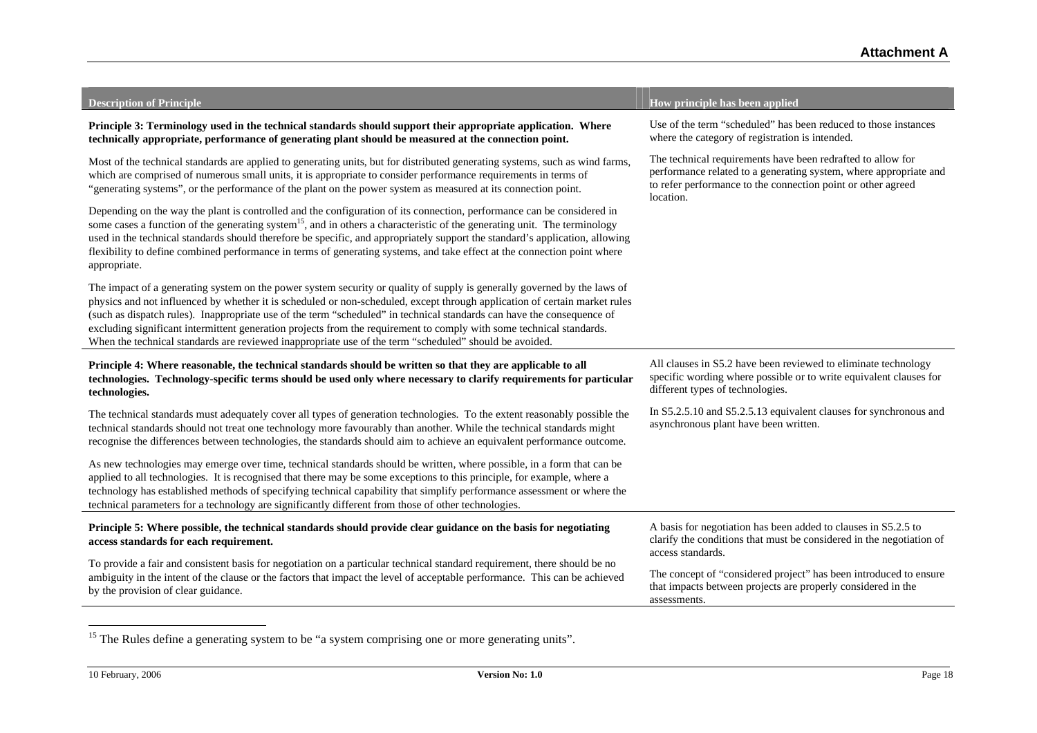| Description of Principle | How principle has been applied |
|---|---|
| **Principle 3: Terminology used in the technical standards should support their appropriate application. Where technically appropriate, performance of generating plant should be measured at the connection point.**<br><br>Most of the technical standards are applied to generating units, but for distributed generating systems, such as wind farms, which are comprised of numerous small units, it is appropriate to consider performance requirements in terms of "generating systems", or the performance of the plant on the power system as measured at its connection point.<br><br>Depending on the way the plant is controlled and the configuration of its connection, performance can be considered in some cases a function of the generating system[15], and in others a characteristic of the generating unit. The terminology used in the technical standards should therefore be specific, and appropriately support the standard's application, allowing flexibility to define combined performance in terms of generating systems, and take effect at the connection point where appropriate.<br><br>The impact of a generating system on the power system security or quality of supply is generally governed by the laws of physics and not influenced by whether it is scheduled or non-scheduled, except through application of certain market rules (such as dispatch rules). Inappropriate use of the term "scheduled" in technical standards can have the consequence of excluding significant intermittent generation projects from the requirement to comply with some technical standards. When the technical standards are reviewed inappropriate use of the term "scheduled" should be avoided. | Use of the term "scheduled" has been reduced to those instances where the category of registration is intended.<br><br>The technical requirements have been redrafted to allow for performance related to a generating system, where appropriate and to refer performance to the connection point or other agreed location. |
| **Principle 4: Where reasonable, the technical standards should be written so that they are applicable to all technologies. Technology-specific terms should be used only where necessary to clarify requirements for particular technologies.**<br><br>The technical standards must adequately cover all types of generation technologies. To the extent reasonably possible the technical standards should not treat one technology more favourably than another. While the technical standards might recognise the differences between technologies, the standards should aim to achieve an equivalent performance outcome.<br><br>As new technologies may emerge over time, technical standards should be written, where possible, in a form that can be applied to all technologies. It is recognised that there may be some exceptions to this principle, for example, where a technology has established methods of specifying technical capability that simplify performance assessment or where the technical parameters for a technology are significantly different from those of other technologies. | All clauses in S5.2 have been reviewed to eliminate technology specific wording where possible or to write equivalent clauses for different types of technologies.<br><br>In S5.2.5.10 and S5.2.5.13 equivalent clauses for synchronous and asynchronous plant have been written. |
| **Principle 5: Where possible, the technical standards should provide clear guidance on the basis for negotiating access standards for each requirement.**<br><br>To provide a fair and consistent basis for negotiation on a particular technical standard requirement, there should be no ambiguity in the intent of the clause or the factors that impact the level of acceptable performance. This can be achieved by the provision of clear guidance. | A basis for negotiation has been added to clauses in S5.2.5 to clarify the conditions that must be considered in the negotiation of access standards.<br><br>The concept of "considered project" has been introduced to ensure that impacts between projects are properly considered in the assessments. |

[15] The Rules define a generating system to be "a system comprising one or more generating units".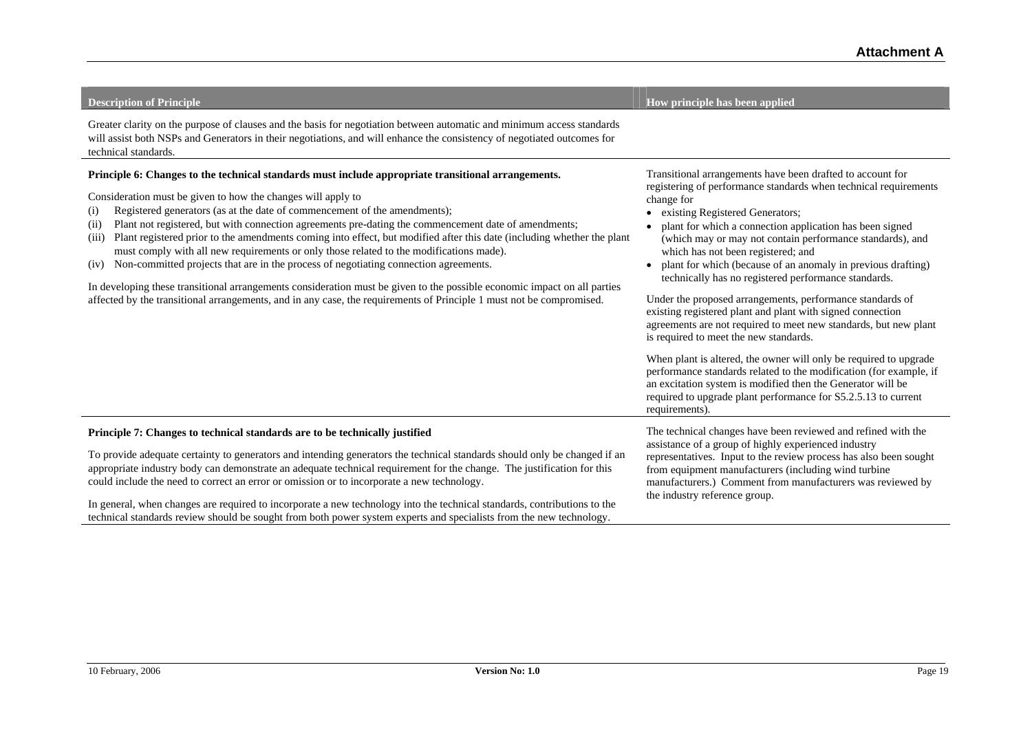| Description of Principle | How principle has been applied |
|---|---|
| Greater clarity on the purpose of clauses and the basis for negotiation between automatic and minimum access standards will assist both NSPs and Generators in their negotiations, and will enhance the consistency of negotiated outcomes for technical standards. | |
| **Principle 6: Changes to the technical standards must include appropriate transitional arrangements.**<br><br>Consideration must be given to how the changes will apply to<br>(i) Registered generators (as at the date of commencement of the amendments);<br>(ii) Plant not registered, but with connection agreements pre-dating the commencement date of amendments;<br>(iii) Plant registered prior to the amendments coming into effect, but modified after this date (including whether the plant must comply with all new requirements or only those related to the modifications made).<br>(iv) Non-committed projects that are in the process of negotiating connection agreements.<br><br>In developing these transitional arrangements consideration must be given to the possible economic impact on all parties affected by the transitional arrangements, and in any case, the requirements of Principle 1 must not be compromised. | Transitional arrangements have been drafted to account for registering of performance standards when technical requirements change for<br>• existing Registered Generators;<br>• plant for which a connection application has been signed (which may or may not contain performance standards), and which has not been registered; and<br>• plant for which (because of an anomaly in previous drafting) technically has no registered performance standards.<br><br>Under the proposed arrangements, performance standards of existing registered plant and plant with signed connection agreements are not required to meet new standards, but new plant is required to meet the new standards.<br><br>When plant is altered, the owner will only be required to upgrade performance standards related to the modification (for example, if an excitation system is modified then the Generator will be required to upgrade plant performance for S5.2.5.13 to current requirements). |
| **Principle 7: Changes to technical standards are to be technically justified**<br><br>To provide adequate certainty to generators and intending generators the technical standards should only be changed if an appropriate industry body can demonstrate an adequate technical requirement for the change. The justification for this could include the need to correct an error or omission or to incorporate a new technology.<br><br>In general, when changes are required to incorporate a new technology into the technical standards, contributions to the technical standards review should be sought from both power system experts and specialists from the new technology. | The technical changes have been reviewed and refined with the assistance of a group of highly experienced industry representatives. Input to the review process has also been sought from equipment manufacturers (including wind turbine manufacturers.) Comment from manufacturers was reviewed by the industry reference group. |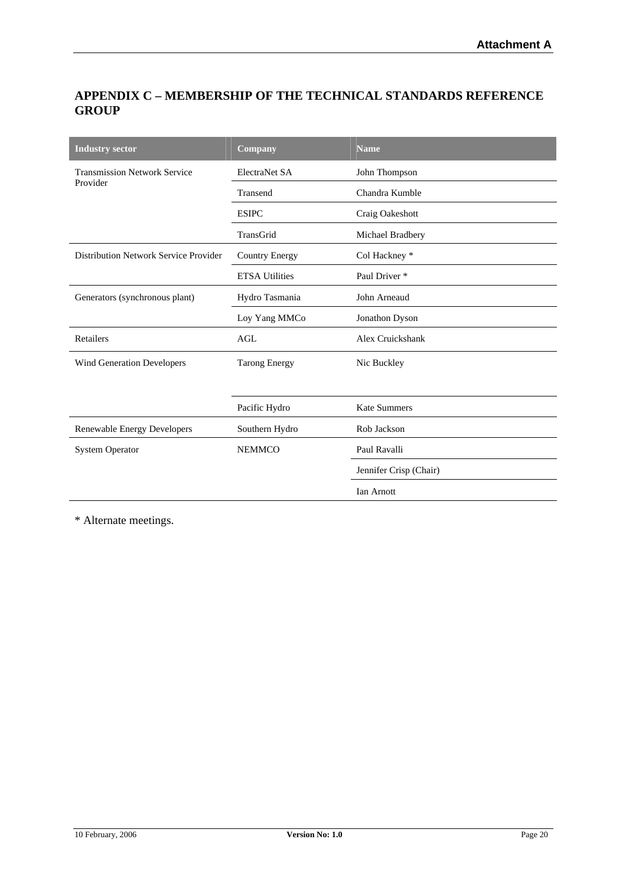## APPENDIX C – MEMBERSHIP OF THE TECHNICAL STANDARDS REFERENCE GROUP

| Industry sector | Company | Name |
|---|---|---|
| Transmission Network Service Provider | ElectraNet SA | John Thompson |
| | Transend | Chandra Kumble |
| | ESIPC | Craig Oakeshott |
| | TransGrid | Michael Bradbery |
| Distribution Network Service Provider | Country Energy | Col Hackney * |
| | ETSA Utilities | Paul Driver * |
| Generators (synchronous plant) | Hydro Tasmania | John Arneaud |
| | Loy Yang MMCo | Jonathon Dyson |
| Retailers | AGL | Alex Cruickshank |
| Wind Generation Developers | Tarong Energy | Nic Buckley |
| | Pacific Hydro | Kate Summers |
| Renewable Energy Developers | Southern Hydro | Rob Jackson |
| System Operator | NEMMCO | Paul Ravalli |
| | | Jennifer Crisp (Chair) |
| | | Ian Arnott |

* Alternate meetings.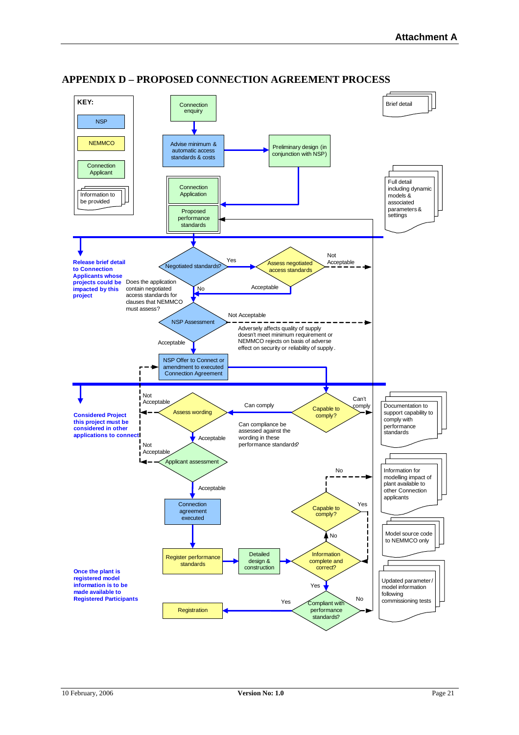# APPENDIX D – PROPOSED CONNECTION AGREEMENT PROCESS

KEY:

NSP

NEMMCO

Connection Applicant

Information to be provided

Connection enquiry

Advise minimum & automatic access standards & costs

Preliminary design (in conjunction with NSP)

Brief detail

Connection Application

Proposed performance standards

Full detail including dynamic models & associated parameters & settings

Release brief detail to Connection Applicants whose projects could be impacted by this project

Negotiated standards?

Yes

Assess negotiated access standards

Not Acceptable

Acceptable

No

Does the application contain negotiated access standards for clauses that NEMMCO must assess?

NSP Assessment

Not Acceptable

Adversely affects quality of supply doesn't meet minimum requirement or NEMMCO rejects on basis of adverse effect on security or reliability of supply.

Acceptable

NSP Offer to Connect or amendment to executed Connection Agreement

Considered Project this project must be considered in other applications to connect

Not Acceptable

Assess wording

Can comply

Capable to comply?

Can't comply

Documentation to support capability to comply with performance standards

Can compliance be assessed against the wording in these performance standards?

Acceptable

Not Acceptable

Applicant assessment

Information for modelling impact of plant available to other Connection applicants

Acceptable

No

Capable to comply?

Yes

Connection agreement executed

Model source code to NEMMCO only

No

Register performance standards

Detailed design & construction

Information complete and correct?

Updated parameter/ model information following commissioning tests

Once the plant is registered model information is to be made available to Registered Participants

Yes

Yes

Compliant with performance standards?

No

Registration